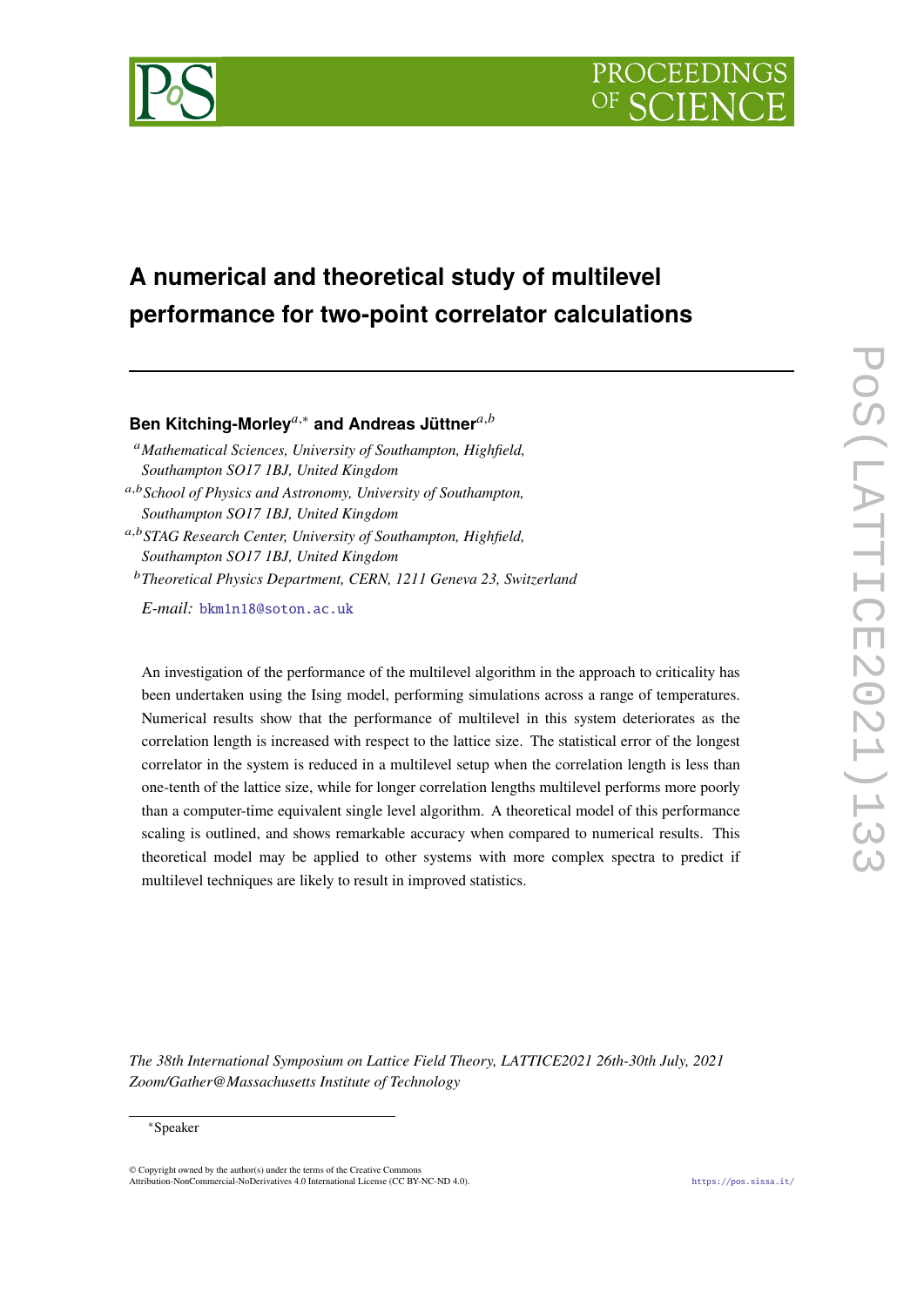# A numerical and theoretical study of multilevel performance for two-point correlator calculations

**Ben Kitching-Morley**[a,*] **and Andreas Jüttner**[a,b]

[a] *Mathematical Sciences, University of Southampton, Highfield, Southampton SO17 1BJ, United Kingdom*

[a,b] *School of Physics and Astronomy, University of Southampton, Southampton SO17 1BJ, United Kingdom*

[a,b] *STAG Research Center, University of Southampton, Highfield, Southampton SO17 1BJ, United Kingdom*

[b] *Theoretical Physics Department, CERN, 1211 Geneva 23, Switzerland*

*E-mail:* bkm1n18@soton.ac.uk

An investigation of the performance of the multilevel algorithm in the approach to criticality has been undertaken using the Ising model, performing simulations across a range of temperatures. Numerical results show that the performance of multilevel in this system deteriorates as the correlation length is increased with respect to the lattice size. The statistical error of the longest correlator in the system is reduced in a multilevel setup when the correlation length is less than one-tenth of the lattice size, while for longer correlation lengths multilevel performs more poorly than a computer-time equivalent single level algorithm. A theoretical model of this performance scaling is outlined, and shows remarkable accuracy when compared to numerical results. This theoretical model may be applied to other systems with more complex spectra to predict if multilevel techniques are likely to result in improved statistics.

*The 38th International Symposium on Lattice Field Theory, LATTICE2021 26th-30th July, 2021 Zoom/Gather@Massachusetts Institute of Technology*

[*] Speaker

© Copyright owned by the author(s) under the terms of the Creative Commons Attribution-NonCommercial-NoDerivatives 4.0 International License (CC BY-NC-ND 4.0).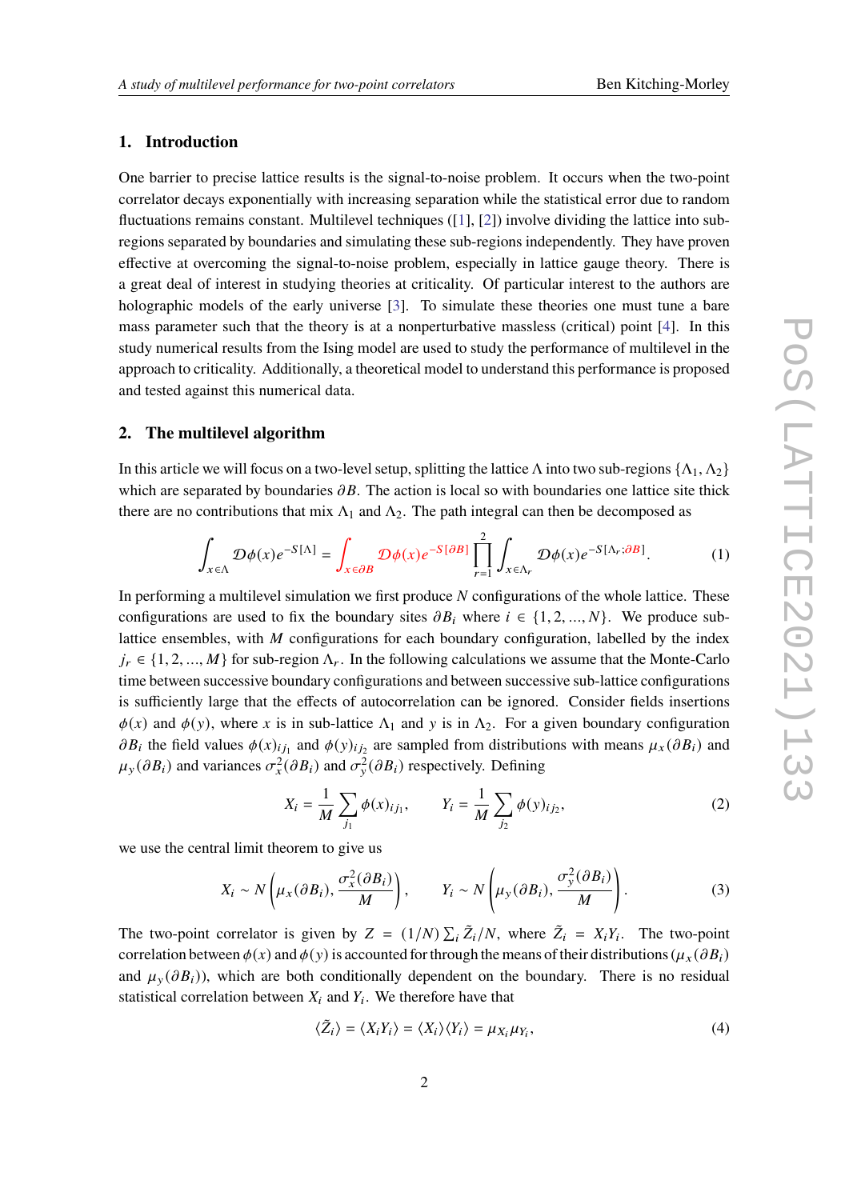## 1. Introduction

One barrier to precise lattice results is the signal-to-noise problem. It occurs when the two-point correlator decays exponentially with increasing separation while the statistical error due to random fluctuations remains constant. Multilevel techniques ([1], [2]) involve dividing the lattice into sub-regions separated by boundaries and simulating these sub-regions independently. They have proven effective at overcoming the signal-to-noise problem, especially in lattice gauge theory. There is a great deal of interest in studying theories at criticality. Of particular interest to the authors are holographic models of the early universe [3]. To simulate these theories one must tune a bare mass parameter such that the theory is at a nonperturbative massless (critical) point [4]. In this study numerical results from the Ising model are used to study the performance of multilevel in the approach to criticality. Additionally, a theoretical model to understand this performance is proposed and tested against this numerical data.

## 2. The multilevel algorithm

In this article we will focus on a two-level setup, splitting the lattice $\Lambda$ into two sub-regions $\{\Lambda_1, \Lambda_2\}$ which are separated by boundaries $\partial B$. The action is local so with boundaries one lattice site thick there are no contributions that mix $\Lambda_1$ and $\Lambda_2$. The path integral can then be decomposed as

$$\int_{x\in\Lambda} \mathcal{D}\phi(x) e^{-S[\Lambda]} = \int_{x\in\partial B} \mathcal{D}\phi(x) e^{-S[\partial B]} \prod_{r=1}^{2} \int_{x\in\Lambda_r} \mathcal{D}\phi(x) e^{-S[\Lambda_r;\partial B]}. \tag{1}$$

In performing a multilevel simulation we first produce $N$ configurations of the whole lattice. These configurations are used to fix the boundary sites $\partial B_i$ where $i \in \{1, 2, ..., N\}$. We produce sub-lattice ensembles, with $M$ configurations for each boundary configuration, labelled by the index $j_r \in \{1, 2, ..., M\}$ for sub-region $\Lambda_r$. In the following calculations we assume that the Monte-Carlo time between successive boundary configurations and between successive sub-lattice configurations is sufficiently large that the effects of autocorrelation can be ignored. Consider fields insertions $\phi(x)$ and $\phi(y)$, where $x$ is in sub-lattice $\Lambda_1$ and $y$ is in $\Lambda_2$. For a given boundary configuration $\partial B_i$ the field values $\phi(x)_{ij_1}$ and $\phi(y)_{ij_2}$ are sampled from distributions with means $\mu_x(\partial B_i)$ and $\mu_y(\partial B_i)$ and variances $\sigma_x^2(\partial B_i)$ and $\sigma_y^2(\partial B_i)$ respectively. Defining

$$X_i = \frac{1}{M}\sum_{j_1} \phi(x)_{ij_1}, \qquad Y_i = \frac{1}{M}\sum_{j_2} \phi(y)_{ij_2}, \tag{2}$$

we use the central limit theorem to give us

$$X_i \sim N\left(\mu_x(\partial B_i), \frac{\sigma_x^2(\partial B_i)}{M}\right), \qquad Y_i \sim N\left(\mu_y(\partial B_i), \frac{\sigma_y^2(\partial B_i)}{M}\right). \tag{3}$$

The two-point correlator is given by $Z = (1/N)\sum_i \tilde{Z}_i/N$, where $\tilde{Z}_i = X_i Y_i$. The two-point correlation between $\phi(x)$ and $\phi(y)$ is accounted for through the means of their distributions ($\mu_x(\partial B_i)$ and $\mu_y(\partial B_i)$), which are both conditionally dependent on the boundary. There is no residual statistical correlation between $X_i$ and $Y_i$. We therefore have that

$$\langle \tilde{Z}_i \rangle = \langle X_i Y_i \rangle = \langle X_i \rangle \langle Y_i \rangle = \mu_{X_i}\mu_{Y_i}, \tag{4}$$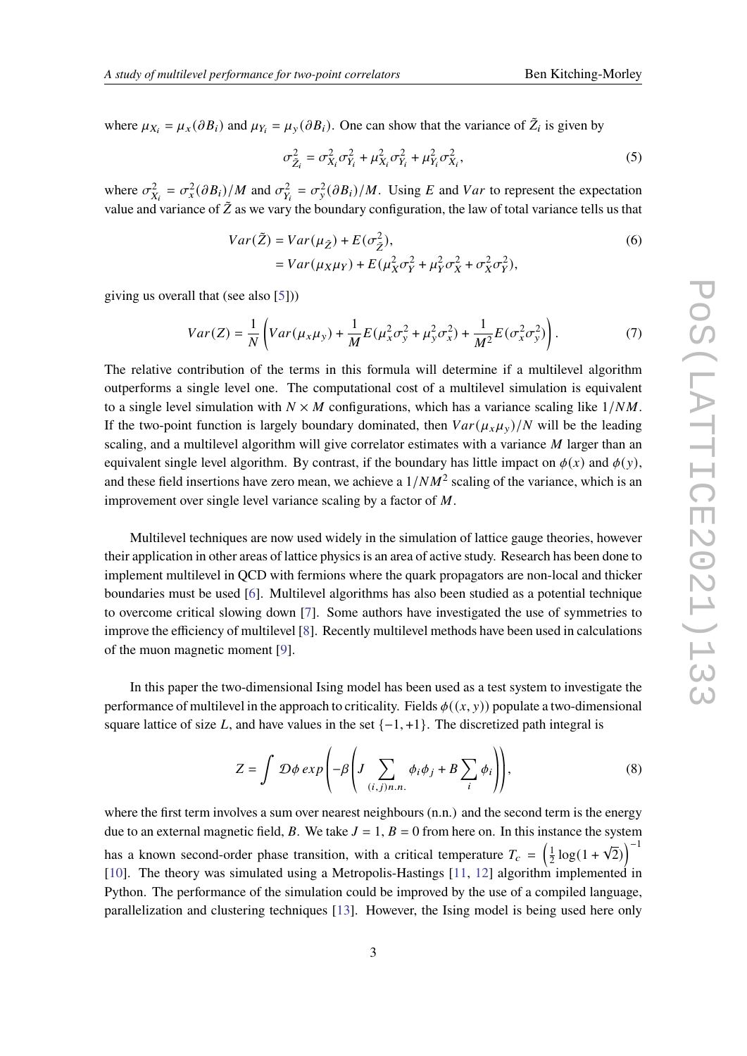where $\mu_{X_i} = \mu_x(\partial B_i)$ and $\mu_{Y_i} = \mu_y(\partial B_i)$. One can show that the variance of $\tilde{Z}_i$ is given by

$$\sigma^2_{\tilde{Z}_i} = \sigma^2_{X_i}\sigma^2_{Y_i} + \mu^2_{X_i}\sigma^2_{Y_i} + \mu^2_{Y_i}\sigma^2_{X_i}, \tag{5}$$

where $\sigma^2_{X_i} = \sigma^2_x(\partial B_i)/M$ and $\sigma^2_{Y_i} = \sigma^2_y(\partial B_i)/M$. Using $E$ and $Var$ to represent the expectation value and variance of $\tilde{Z}$ as we vary the boundary configuration, the law of total variance tells us that

$$\begin{aligned} Var(\tilde{Z}) &= Var(\mu_{\tilde{Z}}) + E(\sigma^2_{\tilde{Z}}), \\ &= Var(\mu_X \mu_Y) + E(\mu_X^2\sigma_Y^2 + \mu_Y^2\sigma_X^2 + \sigma_X^2\sigma_Y^2), \end{aligned} \tag{6}$$

giving us overall that (see also [5]))

$$Var(Z) = \frac{1}{N}\left(Var(\mu_x\mu_y) + \frac{1}{M}E(\mu_x^2\sigma_y^2 + \mu_y^2\sigma_x^2) + \frac{1}{M^2}E(\sigma_x^2\sigma_y^2)\right). \tag{7}$$

The relative contribution of the terms in this formula will determine if a multilevel algorithm outperforms a single level one. The computational cost of a multilevel simulation is equivalent to a single level simulation with $N \times M$ configurations, which has a variance scaling like $1/NM$. If the two-point function is largely boundary dominated, then $Var(\mu_x\mu_y)/N$ will be the leading scaling, and a multilevel algorithm will give correlator estimates with a variance $M$ larger than an equivalent single level algorithm. By contrast, if the boundary has little impact on $\phi(x)$ and $\phi(y)$, and these field insertions have zero mean, we achieve a $1/NM^2$ scaling of the variance, which is an improvement over single level variance scaling by a factor of $M$.

Multilevel techniques are now used widely in the simulation of lattice gauge theories, however their application in other areas of lattice physics is an area of active study. Research has been done to implement multilevel in QCD with fermions where the quark propagators are non-local and thicker boundaries must be used [6]. Multilevel algorithms has also been studied as a potential technique to overcome critical slowing down [7]. Some authors have investigated the use of symmetries to improve the efficiency of multilevel [8]. Recently multilevel methods have been used in calculations of the muon magnetic moment [9].

In this paper the two-dimensional Ising model has been used as a test system to investigate the performance of multilevel in the approach to criticality. Fields $\phi((x, y))$ populate a two-dimensional square lattice of size $L$, and have values in the set $\{-1, +1\}$. The discretized path integral is

$$Z = \int \mathcal{D}\phi \, exp\left(-\beta\left(J\sum_{(i,j)n.n.}\phi_i\phi_j + B\sum_i \phi_i\right)\right), \tag{8}$$

where the first term involves a sum over nearest neighbours (n.n.) and the second term is the energy due to an external magnetic field, $B$. We take $J = 1$, $B = 0$ from here on. In this instance the system has a known second-order phase transition, with a critical temperature $T_c = \left(\frac{1}{2}\log(1+\sqrt{2})\right)^{-1}$ [10]. The theory was simulated using a Metropolis-Hastings [11, 12] algorithm implemented in Python. The performance of the simulation could be improved by the use of a compiled language, parallelization and clustering techniques [13]. However, the Ising model is being used here only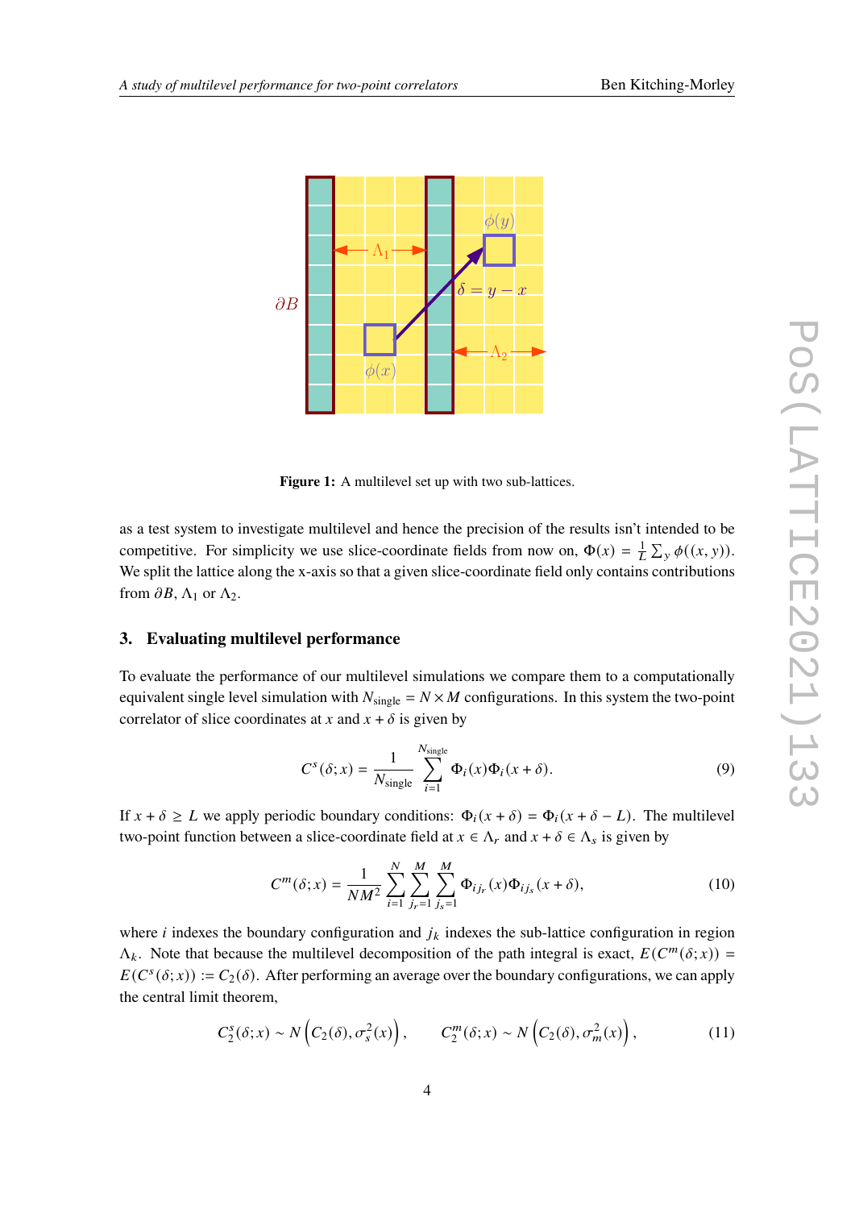**Figure 1:** A multilevel set up with two sub-lattices.

as a test system to investigate multilevel and hence the precision of the results isn't intended to be competitive. For simplicity we use slice-coordinate fields from now on, $\Phi(x) = \frac{1}{L}\sum_y \phi((x,y))$. We split the lattice along the x-axis so that a given slice-coordinate field only contains contributions from $\partial B$, $\Lambda_1$ or $\Lambda_2$.

## 3. Evaluating multilevel performance

To evaluate the performance of our multilevel simulations we compare them to a computationally equivalent single level simulation with $N_{\text{single}} = N \times M$ configurations. In this system the two-point correlator of slice coordinates at $x$ and $x + \delta$ is given by

$$C^s(\delta; x) = \frac{1}{N_{\text{single}}} \sum_{i=1}^{N_{\text{single}}} \Phi_i(x)\Phi_i(x+\delta). \tag{9}$$

If $x + \delta \geq L$ we apply periodic boundary conditions: $\Phi_i(x+\delta) = \Phi_i(x+\delta-L)$. The multilevel two-point function between a slice-coordinate field at $x \in \Lambda_r$ and $x + \delta \in \Lambda_s$ is given by

$$C^m(\delta; x) = \frac{1}{NM^2} \sum_{i=1}^{N} \sum_{j_r=1}^{M} \sum_{j_s=1}^{M} \Phi_{ij_r}(x)\Phi_{ij_s}(x+\delta), \tag{10}$$

where $i$ indexes the boundary configuration and $j_k$ indexes the sub-lattice configuration in region $\Lambda_k$. Note that because the multilevel decomposition of the path integral is exact, $E(C^m(\delta; x)) = E(C^s(\delta; x)) := C_2(\delta)$. After performing an average over the boundary configurations, we can apply the central limit theorem,

$$C_2^s(\delta; x) \sim N\left(C_2(\delta), \sigma_s^2(x)\right), \qquad C_2^m(\delta; x) \sim N\left(C_2(\delta), \sigma_m^2(x)\right), \tag{11}$$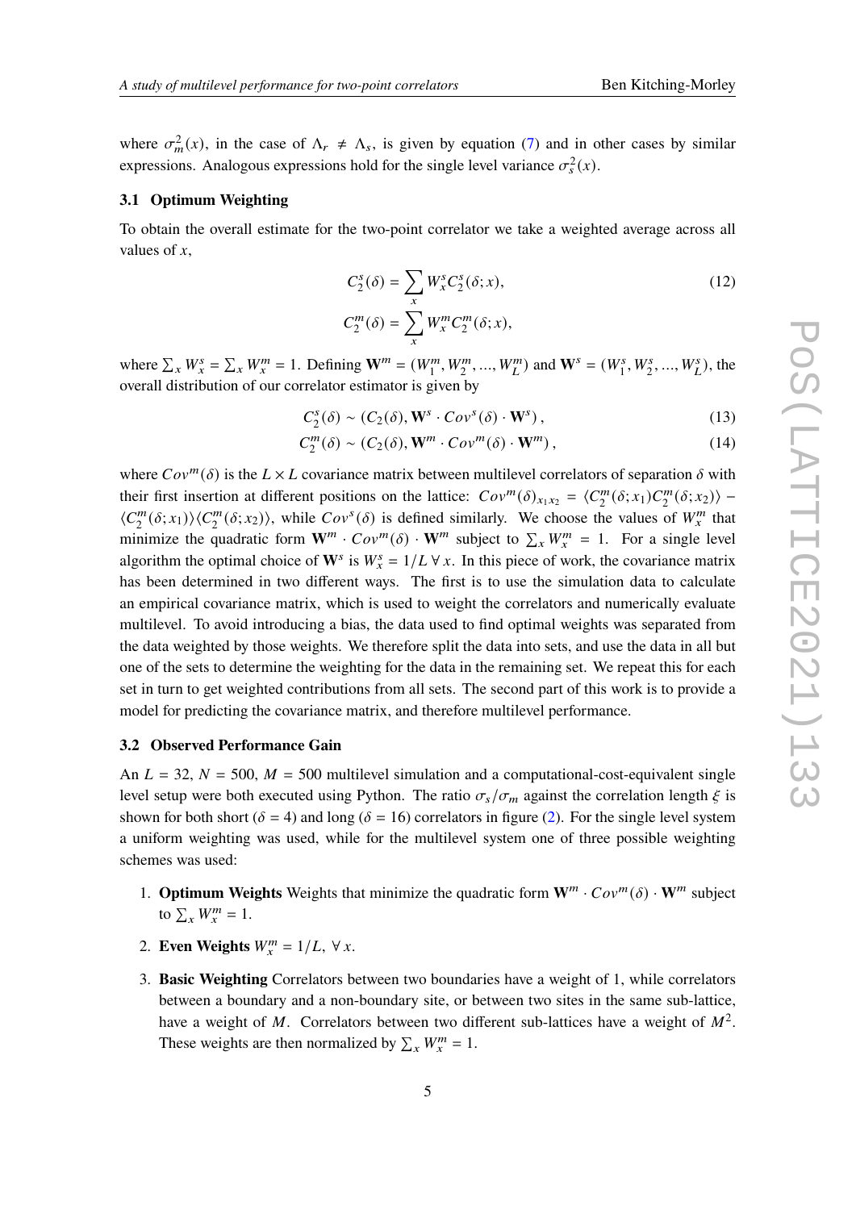where $\sigma_m^2(x)$, in the case of $\Lambda_r \neq \Lambda_s$, is given by equation (7) and in other cases by similar expressions. Analogous expressions hold for the single level variance $\sigma_s^2(x)$.

### 3.1 Optimum Weighting

To obtain the overall estimate for the two-point correlator we take a weighted average across all values of $x$,

$$C_2^s(\delta) = \sum_x W_x^s C_2^s(\delta; x), \tag{12}$$

$$C_2^m(\delta) = \sum_x W_x^m C_2^m(\delta; x),$$

where $\sum_x W_x^s = \sum_x W_x^m = 1$. Defining $\mathbf{W}^m = (W_1^m, W_2^m, ..., W_L^m)$ and $\mathbf{W}^s = (W_1^s, W_2^s, ..., W_L^s)$, the overall distribution of our correlator estimator is given by

$$C_2^s(\delta) \sim (C_2(\delta), \mathbf{W}^s \cdot Cov^s(\delta) \cdot \mathbf{W}^s), \tag{13}$$

$$C_2^m(\delta) \sim (C_2(\delta), \mathbf{W}^m \cdot Cov^m(\delta) \cdot \mathbf{W}^m), \tag{14}$$

where $Cov^m(\delta)$ is the $L \times L$ covariance matrix between multilevel correlators of separation $\delta$ with their first insertion at different positions on the lattice: $Cov^m(\delta)_{x_1 x_2} = \langle C_2^m(\delta; x_1) C_2^m(\delta; x_2) \rangle - \langle C_2^m(\delta; x_1) \rangle \langle C_2^m(\delta; x_2) \rangle$, while $Cov^s(\delta)$ is defined similarly. We choose the values of $W_x^m$ that minimize the quadratic form $\mathbf{W}^m \cdot Cov^m(\delta) \cdot \mathbf{W}^m$ subject to $\sum_x W_x^m = 1$. For a single level algorithm the optimal choice of $\mathbf{W}^s$ is $W_x^s = 1/L \; \forall x$. In this piece of work, the covariance matrix has been determined in two different ways. The first is to use the simulation data to calculate an empirical covariance matrix, which is used to weight the correlators and numerically evaluate multilevel. To avoid introducing a bias, the data used to find optimal weights was separated from the data weighted by those weights. We therefore split the data into sets, and use the data in all but one of the sets to determine the weighting for the data in the remaining set. We repeat this for each set in turn to get weighted contributions from all sets. The second part of this work is to provide a model for predicting the covariance matrix, and therefore multilevel performance.

### 3.2 Observed Performance Gain

An $L = 32$, $N = 500$, $M = 500$ multilevel simulation and a computational-cost-equivalent single level setup were both executed using Python. The ratio $\sigma_s/\sigma_m$ against the correlation length $\xi$ is shown for both short ($\delta = 4$) and long ($\delta = 16$) correlators in figure (2). For the single level system a uniform weighting was used, while for the multilevel system one of three possible weighting schemes was used:

1. **Optimum Weights** Weights that minimize the quadratic form $\mathbf{W}^m \cdot Cov^m(\delta) \cdot \mathbf{W}^m$ subject to $\sum_x W_x^m = 1$.
2. **Even Weights** $W_x^m = 1/L, \; \forall x$.
3. **Basic Weighting** Correlators between two boundaries have a weight of 1, while correlators between a boundary and a non-boundary site, or between two sites in the same sub-lattice, have a weight of $M$. Correlators between two different sub-lattices have a weight of $M^2$. These weights are then normalized by $\sum_x W_x^m = 1$.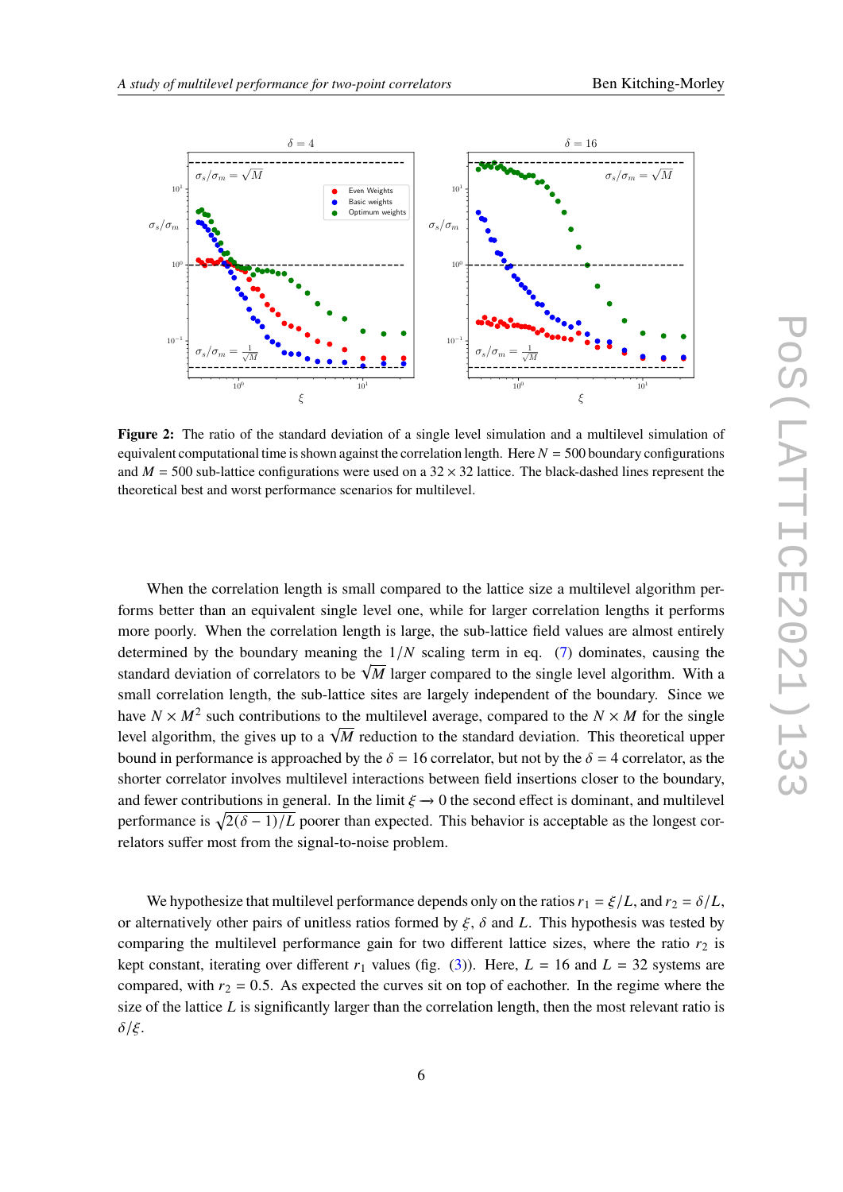**Figure 2:** The ratio of the standard deviation of a single level simulation and a multilevel simulation of equivalent computational time is shown against the correlation length. Here $N = 500$ boundary configurations and $M = 500$ sub-lattice configurations were used on a $32 \times 32$ lattice. The black-dashed lines represent the theoretical best and worst performance scenarios for multilevel.

When the correlation length is small compared to the lattice size a multilevel algorithm performs better than an equivalent single level one, while for larger correlation lengths it performs more poorly. When the correlation length is large, the sub-lattice field values are almost entirely determined by the boundary meaning the $1/N$ scaling term in eq. (7) dominates, causing the standard deviation of correlators to be $\sqrt{M}$ larger compared to the single level algorithm. With a small correlation length, the sub-lattice sites are largely independent of the boundary. Since we have $N \times M^2$ such contributions to the multilevel average, compared to the $N \times M$ for the single level algorithm, the gives up to a $\sqrt{M}$ reduction to the standard deviation. This theoretical upper bound in performance is approached by the $\delta = 16$ correlator, but not by the $\delta = 4$ correlator, as the shorter correlator involves multilevel interactions between field insertions closer to the boundary, and fewer contributions in general. In the limit $\xi \to 0$ the second effect is dominant, and multilevel performance is $\sqrt{2(\delta - 1)/L}$ poorer than expected. This behavior is acceptable as the longest correlators suffer most from the signal-to-noise problem.

We hypothesize that multilevel performance depends only on the ratios $r_1 = \xi/L$, and $r_2 = \delta/L$, or alternatively other pairs of unitless ratios formed by $\xi$, $\delta$ and $L$. This hypothesis was tested by comparing the multilevel performance gain for two different lattice sizes, where the ratio $r_2$ is kept constant, iterating over different $r_1$ values (fig. (3)). Here, $L = 16$ and $L = 32$ systems are compared, with $r_2 = 0.5$. As expected the curves sit on top of eachother. In the regime where the size of the lattice $L$ is significantly larger than the correlation length, then the most relevant ratio is $\delta/\xi$.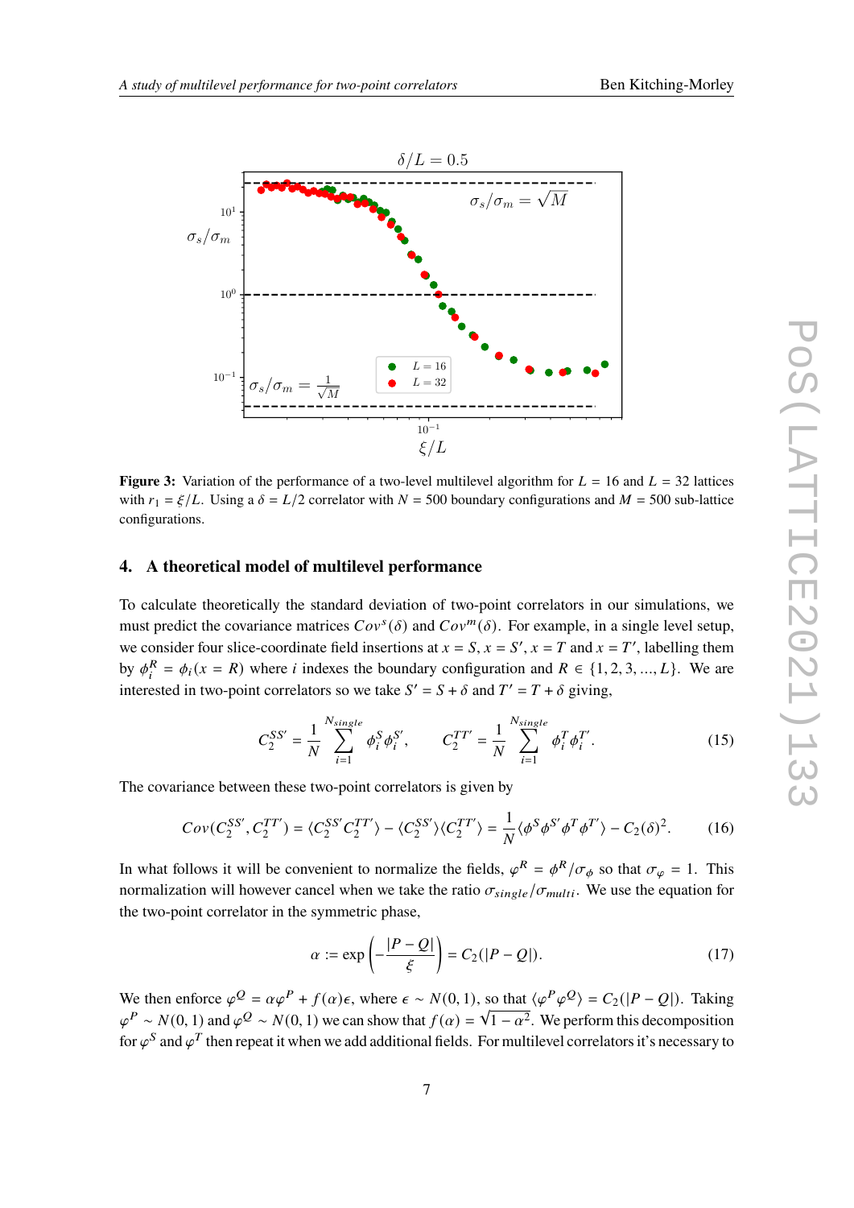**Figure 3:** Variation of the performance of a two-level multilevel algorithm for $L = 16$ and $L = 32$ lattices with $r_1 = \xi/L$. Using a $\delta = L/2$ correlator with $N = 500$ boundary configurations and $M = 500$ sub-lattice configurations.

## 4. A theoretical model of multilevel performance

To calculate theoretically the standard deviation of two-point correlators in our simulations, we must predict the covariance matrices $Cov^s(\delta)$ and $Cov^m(\delta)$. For example, in a single level setup, we consider four slice-coordinate field insertions at $x = S$, $x = S'$, $x = T$ and $x = T'$, labelling them by $\phi_i^R = \phi_i(x = R)$ where $i$ indexes the boundary configuration and $R \in \{1, 2, 3, ..., L\}$. We are interested in two-point correlators so we take $S' = S + \delta$ and $T' = T + \delta$ giving,

$$C_2^{SS'} = \frac{1}{N}\sum_{i=1}^{N_{single}} \phi_i^S \phi_i^{S'}, \qquad C_2^{TT'} = \frac{1}{N}\sum_{i=1}^{N_{single}} \phi_i^T \phi_i^{T'}. \tag{15}$$

The covariance between these two-point correlators is given by

$$Cov(C_2^{SS'}, C_2^{TT'}) = \langle C_2^{SS'} C_2^{TT'} \rangle - \langle C_2^{SS'} \rangle \langle C_2^{TT'} \rangle = \frac{1}{N}\langle \phi^S \phi^{S'} \phi^T \phi^{T'} \rangle - C_2(\delta)^2. \tag{16}$$

In what follows it will be convenient to normalize the fields, $\varphi^R = \phi^R/\sigma_\phi$ so that $\sigma_\varphi = 1$. This normalization will however cancel when we take the ratio $\sigma_{single}/\sigma_{multi}$. We use the equation for the two-point correlator in the symmetric phase,

$$\alpha := \exp\left(-\frac{|P - Q|}{\xi}\right) = C_2(|P - Q|). \tag{17}$$

We then enforce $\varphi^Q = \alpha\varphi^P + f(\alpha)\epsilon$, where $\epsilon \sim N(0, 1)$, so that $\langle \varphi^P \varphi^Q \rangle = C_2(|P - Q|)$. Taking $\varphi^P \sim N(0, 1)$ and $\varphi^Q \sim N(0, 1)$ we can show that $f(\alpha) = \sqrt{1 - \alpha^2}$. We perform this decomposition for $\varphi^S$ and $\varphi^T$ then repeat it when we add additional fields. For multilevel correlators it's necessary to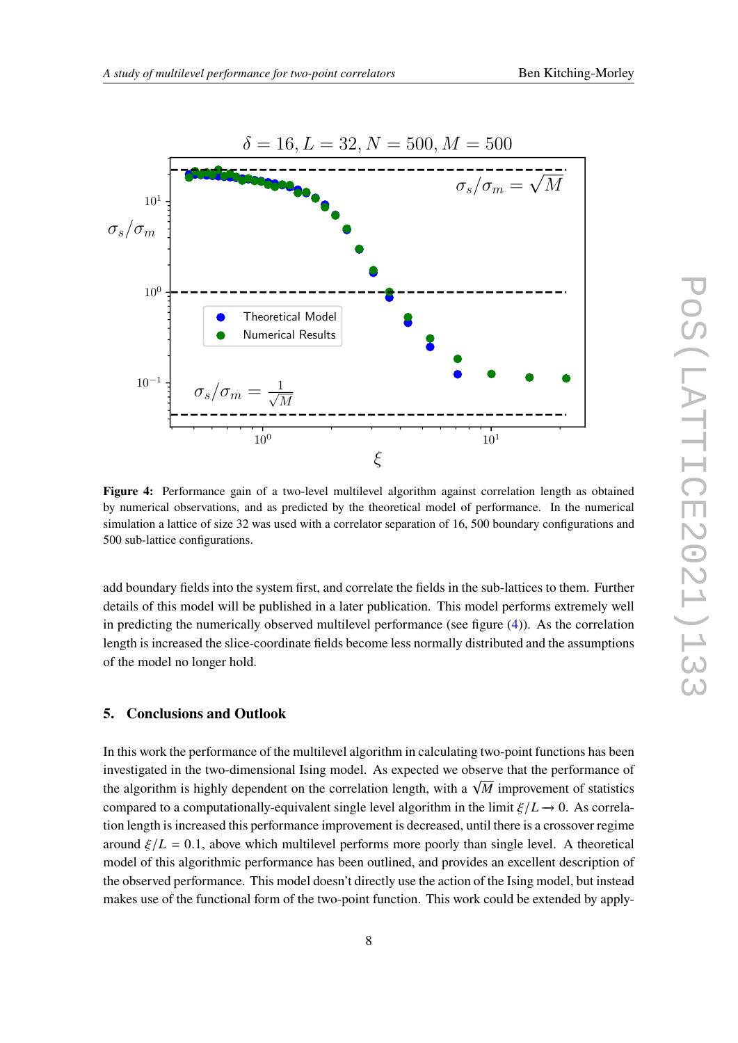**Figure 4:** Performance gain of a two-level multilevel algorithm against correlation length as obtained by numerical observations, and as predicted by the theoretical model of performance. In the numerical simulation a lattice of size 32 was used with a correlator separation of 16, 500 boundary configurations and 500 sub-lattice configurations.

add boundary fields into the system first, and correlate the fields in the sub-lattices to them. Further details of this model will be published in a later publication. This model performs extremely well in predicting the numerically observed multilevel performance (see figure (4)). As the correlation length is increased the slice-coordinate fields become less normally distributed and the assumptions of the model no longer hold.

## 5. Conclusions and Outlook

In this work the performance of the multilevel algorithm in calculating two-point functions has been investigated in the two-dimensional Ising model. As expected we observe that the performance of the algorithm is highly dependent on the correlation length, with a $\sqrt{M}$ improvement of statistics compared to a computationally-equivalent single level algorithm in the limit $\xi/L \to 0$. As correlation length is increased this performance improvement is decreased, until there is a crossover regime around $\xi/L = 0.1$, above which multilevel performs more poorly than single level. A theoretical model of this algorithmic performance has been outlined, and provides an excellent description of the observed performance. This model doesn't directly use the action of the Ising model, but instead makes use of the functional form of the two-point function. This work could be extended by apply-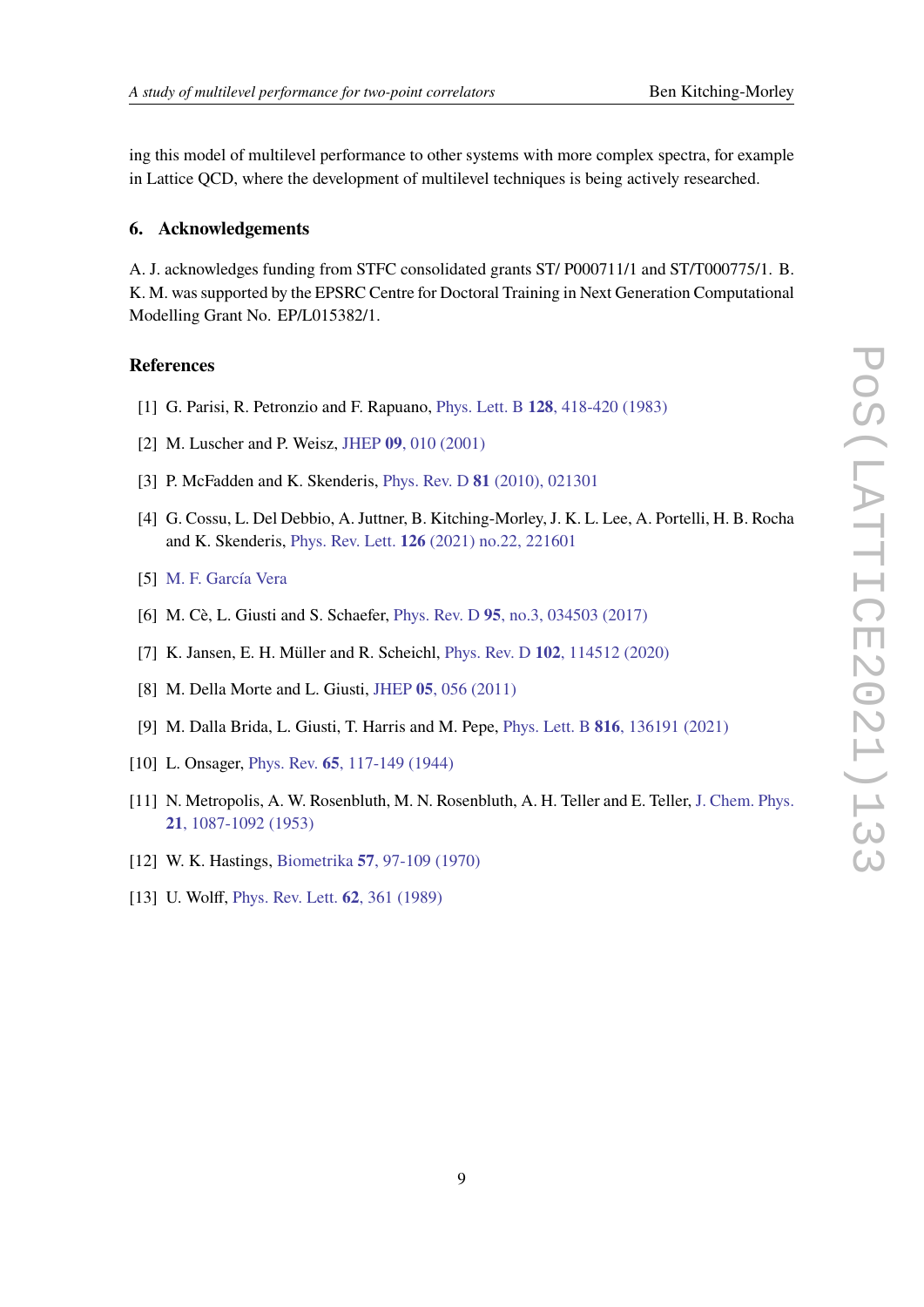ing this model of multilevel performance to other systems with more complex spectra, for example in Lattice QCD, where the development of multilevel techniques is being actively researched.

## 6. Acknowledgements

A. J. acknowledges funding from STFC consolidated grants ST/ P000711/1 and ST/T000775/1. B. K. M. was supported by the EPSRC Centre for Doctoral Training in Next Generation Computational Modelling Grant No. EP/L015382/1.

## References

[1] G. Parisi, R. Petronzio and F. Rapuano, Phys. Lett. B **128**, 418-420 (1983)

[2] M. Luscher and P. Weisz, JHEP **09**, 010 (2001)

[3] P. McFadden and K. Skenderis, Phys. Rev. D **81** (2010), 021301

[4] G. Cossu, L. Del Debbio, A. Juttner, B. Kitching-Morley, J. K. L. Lee, A. Portelli, H. B. Rocha and K. Skenderis, Phys. Rev. Lett. **126** (2021) no.22, 221601

[5] M. F. García Vera

[6] M. Cè, L. Giusti and S. Schaefer, Phys. Rev. D **95**, no.3, 034503 (2017)

[7] K. Jansen, E. H. Müller and R. Scheichl, Phys. Rev. D **102**, 114512 (2020)

[8] M. Della Morte and L. Giusti, JHEP **05**, 056 (2011)

[9] M. Dalla Brida, L. Giusti, T. Harris and M. Pepe, Phys. Lett. B **816**, 136191 (2021)

[10] L. Onsager, Phys. Rev. **65**, 117-149 (1944)

[11] N. Metropolis, A. W. Rosenbluth, M. N. Rosenbluth, A. H. Teller and E. Teller, J. Chem. Phys. **21**, 1087-1092 (1953)

[12] W. K. Hastings, Biometrika **57**, 97-109 (1970)

[13] U. Wolff, Phys. Rev. Lett. **62**, 361 (1989)